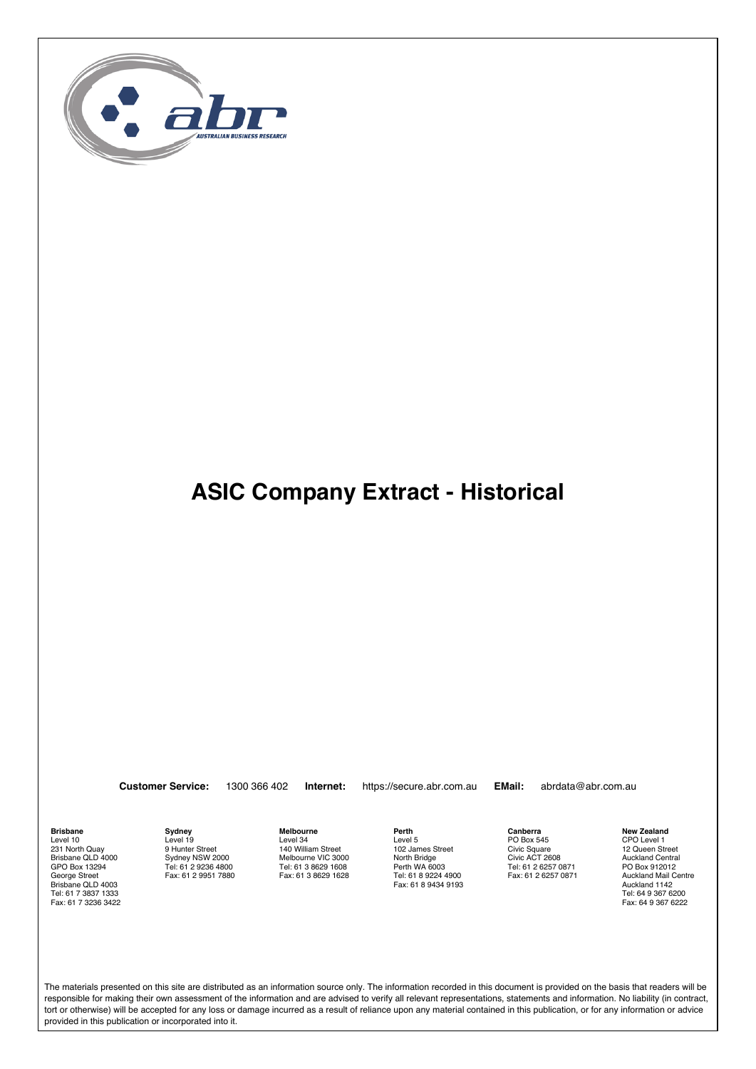# ASIC Company Extract - Historical

**Customer Service:** 1300 366 402 **Internet:** https://secure.abr.com.au **EMail:** abrdata@abr.com.au

**Brisbane**
Level 10
231 North Quay
Brisbane QLD 4000
GPO Box 13294
George Street
Brisbane QLD 4003
Tel: 61 7 3837 1333
Fax: 61 7 3236 3422

**Sydney**
Level 19
9 Hunter Street
Sydney NSW 2000
Tel: 61 2 9236 4800
Fax: 61 2 9951 7880

**Melbourne**
Level 34
140 William Street
Melbourne VIC 3000
Tel: 61 3 8629 1608
Fax: 61 3 8629 1628

**Perth**
Level 5
102 James Street
North Bridge
Perth WA 6003
Tel: 61 8 9224 4900
Fax: 61 8 9434 9193

**Canberra**
PO Box 545
Civic Square
Civic ACT 2608
Tel: 61 2 6257 0871
Fax: 61 2 6257 0871

**New Zealand**
CPO Level 1
12 Queen Street
Auckland Central
PO Box 912012
Auckland Mail Centre
Auckland 1142
Tel: 64 9 367 6200
Fax: 64 9 367 6222

The materials presented on this site are distributed as an information source only. The information recorded in this document is provided on the basis that readers will be responsible for making their own assessment of the information and are advised to verify all relevant representations, statements and information. No liability (in contract, tort or otherwise) will be accepted for any loss or damage incurred as a result of reliance upon any material contained in this publication, or for any information or advice provided in this publication or incorporated into it.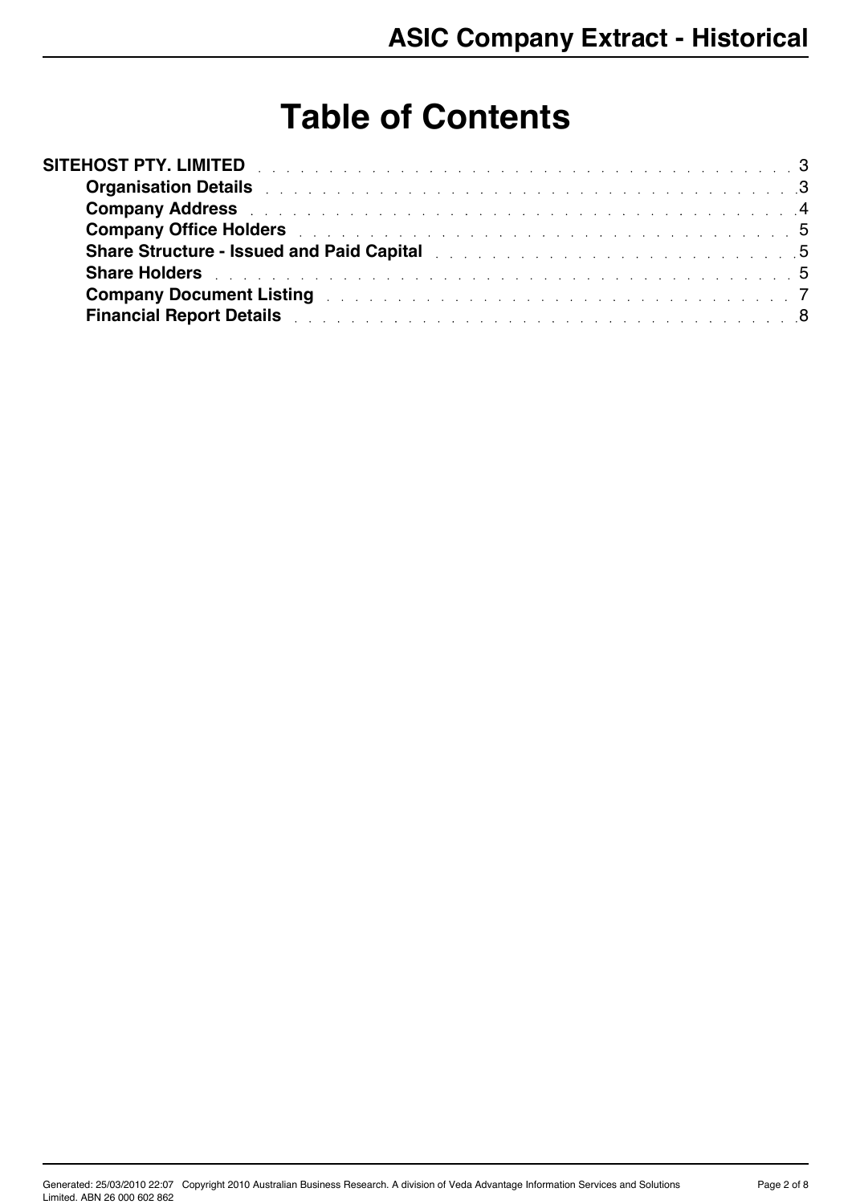# Table of Contents

- **SITEHOST PTY. LIMITED** . . . . . . . . . . 3
  - **Organisation Details** . . . . . . . . . . 3
  - **Company Address** . . . . . . . . . . 4
  - **Company Office Holders** . . . . . . . . . . 5
  - **Share Structure - Issued and Paid Capital** . . . . . . . . . . 5
  - **Share Holders** . . . . . . . . . . 5
  - **Company Document Listing** . . . . . . . . . . 7
  - **Financial Report Details** . . . . . . . . . . 8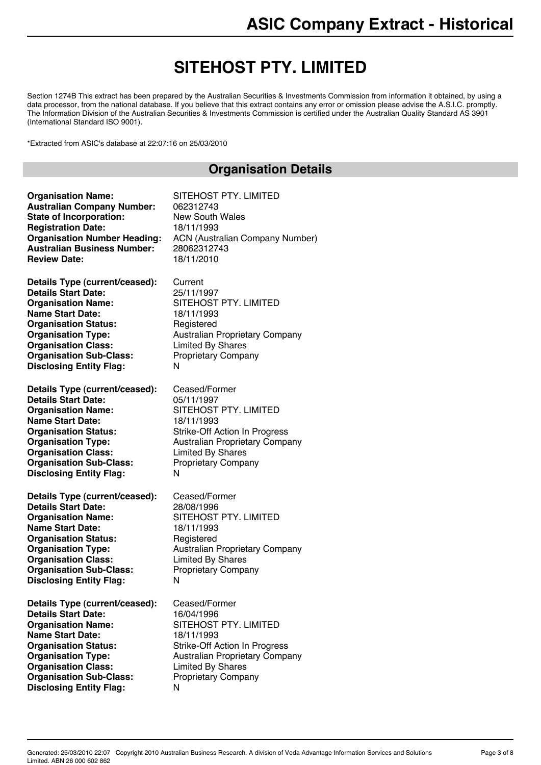# ASIC Company Extract - Historical

# SITEHOST PTY. LIMITED

Section 1274B This extract has been prepared by the Australian Securities & Investments Commission from information it obtained, by using a data processor, from the national database. If you believe that this extract contains any error or omission please advise the A.S.I.C. promptly. The Information Division of the Australian Securities & Investments Commission is certified under the Australian Quality Standard AS 3901 (International Standard ISO 9001).

*Extracted from ASIC's database at 22:07:16 on 25/03/2010

## Organisation Details

**Organisation Name:** SITEHOST PTY. LIMITED
**Australian Company Number:** 062312743
**State of Incorporation:** New South Wales
**Registration Date:** 18/11/1993
**Organisation Number Heading:** ACN (Australian Company Number)
**Australian Business Number:** 28062312743
**Review Date:** 18/11/2010

**Details Type (current/ceased):** Current
**Details Start Date:** 25/11/1997
**Organisation Name:** SITEHOST PTY. LIMITED
**Name Start Date:** 18/11/1993
**Organisation Status:** Registered
**Organisation Type:** Australian Proprietary Company
**Organisation Class:** Limited By Shares
**Organisation Sub-Class:** Proprietary Company
**Disclosing Entity Flag:** N

**Details Type (current/ceased):** Ceased/Former
**Details Start Date:** 05/11/1997
**Organisation Name:** SITEHOST PTY. LIMITED
**Name Start Date:** 18/11/1993
**Organisation Status:** Strike-Off Action In Progress
**Organisation Type:** Australian Proprietary Company
**Organisation Class:** Limited By Shares
**Organisation Sub-Class:** Proprietary Company
**Disclosing Entity Flag:** N

**Details Type (current/ceased):** Ceased/Former
**Details Start Date:** 28/08/1996
**Organisation Name:** SITEHOST PTY. LIMITED
**Name Start Date:** 18/11/1993
**Organisation Status:** Registered
**Organisation Type:** Australian Proprietary Company
**Organisation Class:** Limited By Shares
**Organisation Sub-Class:** Proprietary Company
**Disclosing Entity Flag:** N

**Details Type (current/ceased):** Ceased/Former
**Details Start Date:** 16/04/1996
**Organisation Name:** SITEHOST PTY. LIMITED
**Name Start Date:** 18/11/1993
**Organisation Status:** Strike-Off Action In Progress
**Organisation Type:** Australian Proprietary Company
**Organisation Class:** Limited By Shares
**Organisation Sub-Class:** Proprietary Company
**Disclosing Entity Flag:** N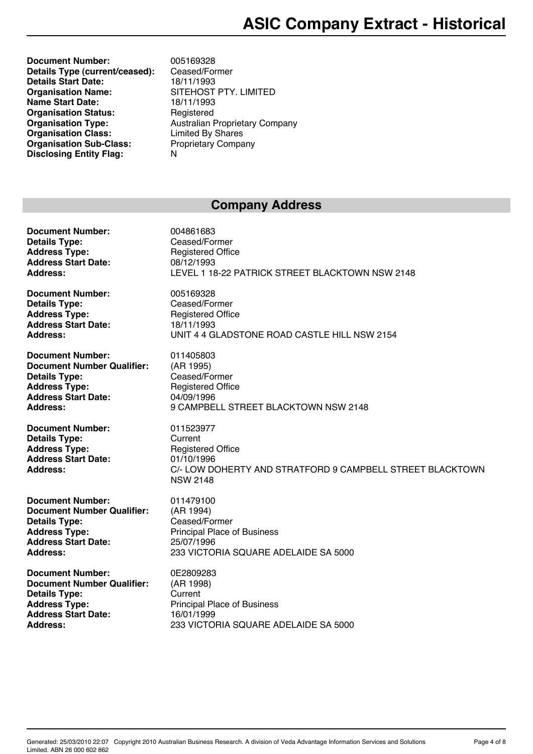**Document Number:** 005169328
**Details Type (current/ceased):** Ceased/Former
**Details Start Date:** 18/11/1993
**Organisation Name:** SITEHOST PTY. LIMITED
**Name Start Date:** 18/11/1993
**Organisation Status:** Registered
**Organisation Type:** Australian Proprietary Company
**Organisation Class:** Limited By Shares
**Organisation Sub-Class:** Proprietary Company
**Disclosing Entity Flag:** N

## Company Address

**Document Number:** 004861683
**Details Type:** Ceased/Former
**Address Type:** Registered Office
**Address Start Date:** 08/12/1993
**Address:** LEVEL 1 18-22 PATRICK STREET BLACKTOWN NSW 2148

**Document Number:** 005169328
**Details Type:** Ceased/Former
**Address Type:** Registered Office
**Address Start Date:** 18/11/1993
**Address:** UNIT 4 4 GLADSTONE ROAD CASTLE HILL NSW 2154

**Document Number:** 011405803
**Document Number Qualifier:** (AR 1995)
**Details Type:** Ceased/Former
**Address Type:** Registered Office
**Address Start Date:** 04/09/1996
**Address:** 9 CAMPBELL STREET BLACKTOWN NSW 2148

**Document Number:** 011523977
**Details Type:** Current
**Address Type:** Registered Office
**Address Start Date:** 01/10/1996
**Address:** C/- LOW DOHERTY AND STRATFORD 9 CAMPBELL STREET BLACKTOWN NSW 2148

**Document Number:** 011479100
**Document Number Qualifier:** (AR 1994)
**Details Type:** Ceased/Former
**Address Type:** Principal Place of Business
**Address Start Date:** 25/07/1996
**Address:** 233 VICTORIA SQUARE ADELAIDE SA 5000

**Document Number:** 0E2809283
**Document Number Qualifier:** (AR 1998)
**Details Type:** Current
**Address Type:** Principal Place of Business
**Address Start Date:** 16/01/1999
**Address:** 233 VICTORIA SQUARE ADELAIDE SA 5000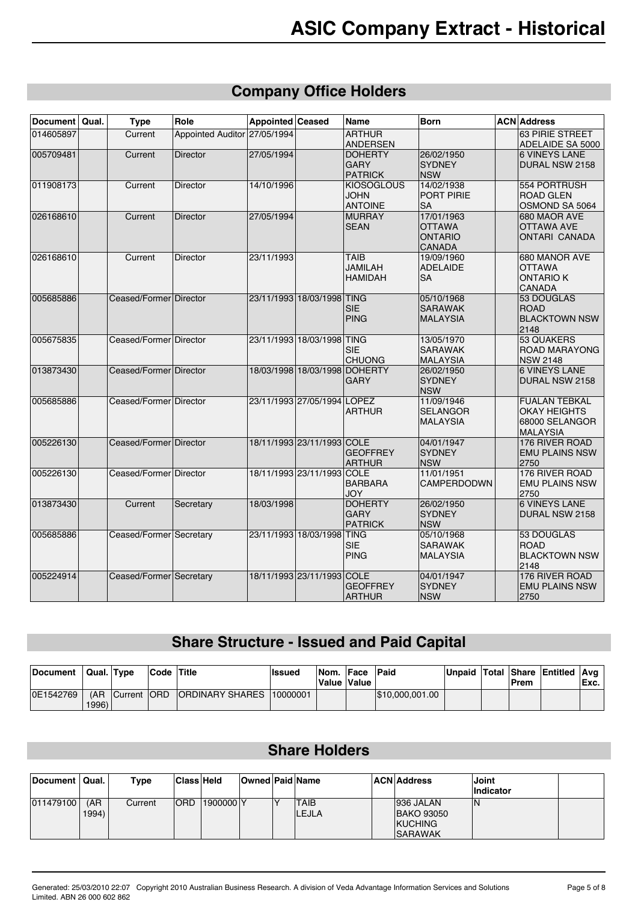# ASIC Company Extract - Historical

## Company Office Holders

| Document | Qual. | Type | Role | Appointed | Ceased | Name | Born | ACN | Address |
|---|---|---|---|---|---|---|---|---|---|
| 014605897 | | Current | Appointed Auditor | 27/05/1994 | | ARTHUR ANDERSEN | | | 63 PIRIE STREET ADELAIDE SA 5000 |
| 005709481 | | Current | Director | 27/05/1994 | | DOHERTY GARY PATRICK | 26/02/1950 SYDNEY NSW | | 6 VINEYS LANE DURAL NSW 2158 |
| 011908173 | | Current | Director | 14/10/1996 | | KIOSOGLOUS JOHN ANTOINE | 14/02/1938 PORT PIRIE SA | | 554 PORTRUSH ROAD GLEN OSMOND SA 5064 |
| 026168610 | | Current | Director | 27/05/1994 | | MURRAY SEAN | 17/01/1963 OTTAWA ONTARIO CANADA | | 680 MAOR AVE OTTAWA AVE ONTARI CANADA |
| 026168610 | | Current | Director | 23/11/1993 | | TAIB JAMILAH HAMIDAH | 19/09/1960 ADELAIDE SA | | 680 MANOR AVE OTTAWA ONTARIO K CANADA |
| 005685886 | | Ceased/Former | Director | 23/11/1993 | 18/03/1998 | TING SIE PING | 05/10/1968 SARAWAK MALAYSIA | | 53 DOUGLAS ROAD BLACKTOWN NSW 2148 |
| 005675835 | | Ceased/Former | Director | 23/11/1993 | 18/03/1998 | TING SIE CHUONG | 13/05/1970 SARAWAK MALAYSIA | | 53 QUAKERS ROAD MARAYONG NSW 2148 |
| 013873430 | | Ceased/Former | Director | 18/03/1998 | 18/03/1998 | DOHERTY GARY | 26/02/1950 SYDNEY NSW | | 6 VINEYS LANE DURAL NSW 2158 |
| 005685886 | | Ceased/Former | Director | 23/11/1993 | 27/05/1994 | LOPEZ ARTHUR | 11/09/1946 SELANGOR MALAYSIA | | FUALAN TEBKAL OKAY HEIGHTS 68000 SELANGOR MALAYSIA |
| 005226130 | | Ceased/Former | Director | 18/11/1993 | 23/11/1993 | COLE GEOFFREY ARTHUR | 04/01/1947 SYDNEY NSW | | 176 RIVER ROAD EMU PLAINS NSW 2750 |
| 005226130 | | Ceased/Former | Director | 18/11/1993 | 23/11/1993 | COLE BARBARA JOY | 11/01/1951 CAMPERDODWN | | 176 RIVER ROAD EMU PLAINS NSW 2750 |
| 013873430 | | Current | Secretary | 18/03/1998 | | DOHERTY GARY PATRICK | 26/02/1950 SYDNEY NSW | | 6 VINEYS LANE DURAL NSW 2158 |
| 005685886 | | Ceased/Former | Secretary | 23/11/1993 | 18/03/1998 | TING SIE PING | 05/10/1968 SARAWAK MALAYSIA | | 53 DOUGLAS ROAD BLACKTOWN NSW 2148 |
| 005224914 | | Ceased/Former | Secretary | 18/11/1993 | 23/11/1993 | COLE GEOFFREY ARTHUR | 04/01/1947 SYDNEY NSW | | 176 RIVER ROAD EMU PLAINS NSW 2750 |

## Share Structure - Issued and Paid Capital

| Document | Qual. | Type | Code | Title | Issued | Nom. Value | Face Value | Paid | Unpaid | Total | Share Prem | Entitled | Avg Exc. |
|---|---|---|---|---|---|---|---|---|---|---|---|---|---|
| 0E1542769 | (AR 1996) | Current | ORD | ORDINARY SHARES | 10000001 | | | $10,000,001.00 | | | | | |

## Share Holders

| Document | Qual. | Type | Class | Held | Owned | Paid | Name | ACN | Address | Joint Indicator | |
|---|---|---|---|---|---|---|---|---|---|---|---|
| 011479100 | (AR 1994) | Current | ORD | 1900000 | Y | Y | TAIB LEJLA | | 936 JALAN BAKO 93050 KUCHING SARAWAK | N | |

Generated: 25/03/2010 22:07 Copyright 2010 Australian Business Research. A division of Veda Advantage Information Services and Solutions Limited. ABN 26 000 602 862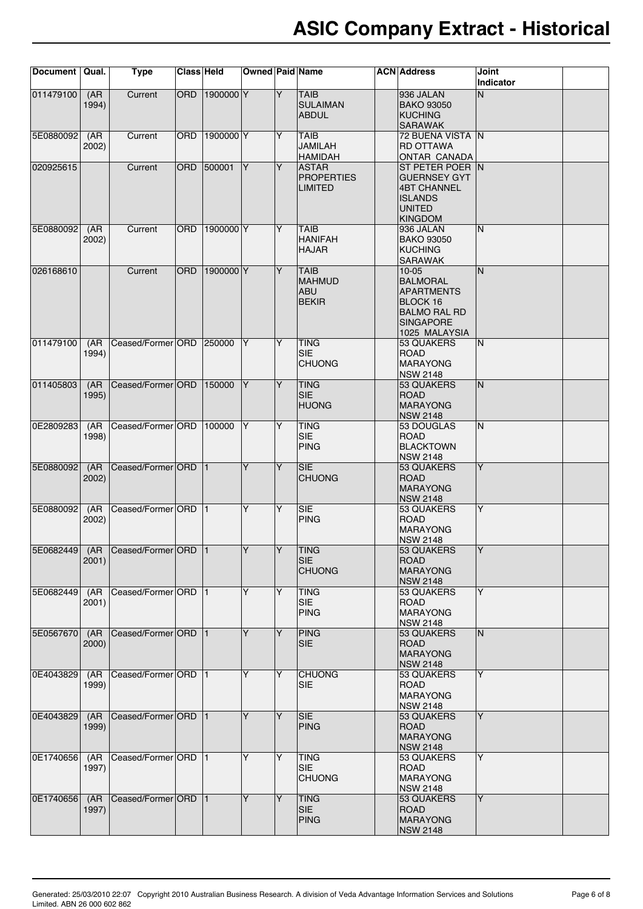# ASIC Company Extract - Historical

| Document | Qual. | Type | Class | Held | Owned | Paid | Name | ACN | Address | Joint Indicator | |
|---|---|---|---|---|---|---|---|---|---|---|---|
| 011479100 | (AR 1994) | Current | ORD | 1900000 | Y | Y | TAIB SULAIMAN ABDUL | | 936 JALAN BAKO 93050 KUCHING SARAWAK | N | |
| 5E0880092 | (AR 2002) | Current | ORD | 1900000 | Y | Y | TAIB JAMILAH HAMIDAH | | 72 BUENA VISTA RD OTTAWA ONTAR CANADA | N | |
| 020925615 | | Current | ORD | 500001 | Y | Y | ASTAR PROPERTIES LIMITED | | ST PETER POER GUERNSEY GYT 4BT CHANNEL ISLANDS UNITED KINGDOM | N | |
| 5E0880092 | (AR 2002) | Current | ORD | 1900000 | Y | Y | TAIB HANIFAH HAJAR | | 936 JALAN BAKO 93050 KUCHING SARAWAK | N | |
| 026168610 | | Current | ORD | 1900000 | Y | Y | TAIB MAHMUD ABU BEKIR | | 10-05 BALMORAL APARTMENTS BLOCK 16 BALMO RAL RD SINGAPORE 1025 MALAYSIA | N | |
| 011479100 | (AR 1994) | Ceased/Former | ORD | 250000 | Y | Y | TING SIE CHUONG | | 53 QUAKERS ROAD MARAYONG NSW 2148 | N | |
| 011405803 | (AR 1995) | Ceased/Former | ORD | 150000 | Y | Y | TING SIE HUONG | | 53 QUAKERS ROAD MARAYONG NSW 2148 | N | |
| 0E2809283 | (AR 1998) | Ceased/Former | ORD | 100000 | Y | Y | TING SIE PING | | 53 DOUGLAS ROAD BLACKTOWN NSW 2148 | N | |
| 5E0880092 | (AR 2002) | Ceased/Former | ORD | 1 | Y | Y | SIE CHUONG | | 53 QUAKERS ROAD MARAYONG NSW 2148 | Y | |
| 5E0880092 | (AR 2002) | Ceased/Former | ORD | 1 | Y | Y | SIE PING | | 53 QUAKERS ROAD MARAYONG NSW 2148 | Y | |
| 5E0682449 | (AR 2001) | Ceased/Former | ORD | 1 | Y | Y | TING SIE CHUONG | | 53 QUAKERS ROAD MARAYONG NSW 2148 | Y | |
| 5E0682449 | (AR 2001) | Ceased/Former | ORD | 1 | Y | Y | TING SIE PING | | 53 QUAKERS ROAD MARAYONG NSW 2148 | Y | |
| 5E0567670 | (AR 2000) | Ceased/Former | ORD | 1 | Y | Y | PING SIE | | 53 QUAKERS ROAD MARAYONG NSW 2148 | N | |
| 0E4043829 | (AR 1999) | Ceased/Former | ORD | 1 | Y | Y | CHUONG SIE | | 53 QUAKERS ROAD MARAYONG NSW 2148 | Y | |
| 0E4043829 | (AR 1999) | Ceased/Former | ORD | 1 | Y | Y | SIE PING | | 53 QUAKERS ROAD MARAYONG NSW 2148 | Y | |
| 0E1740656 | (AR 1997) | Ceased/Former | ORD | 1 | Y | Y | TING SIE CHUONG | | 53 QUAKERS ROAD MARAYONG NSW 2148 | Y | |
| 0E1740656 | (AR 1997) | Ceased/Former | ORD | 1 | Y | Y | TING SIE PING | | 53 QUAKERS ROAD MARAYONG NSW 2148 | Y | |

Generated: 25/03/2010 22:07 Copyright 2010 Australian Business Research. A division of Veda Advantage Information Services and Solutions Limited. ABN 26 000 602 862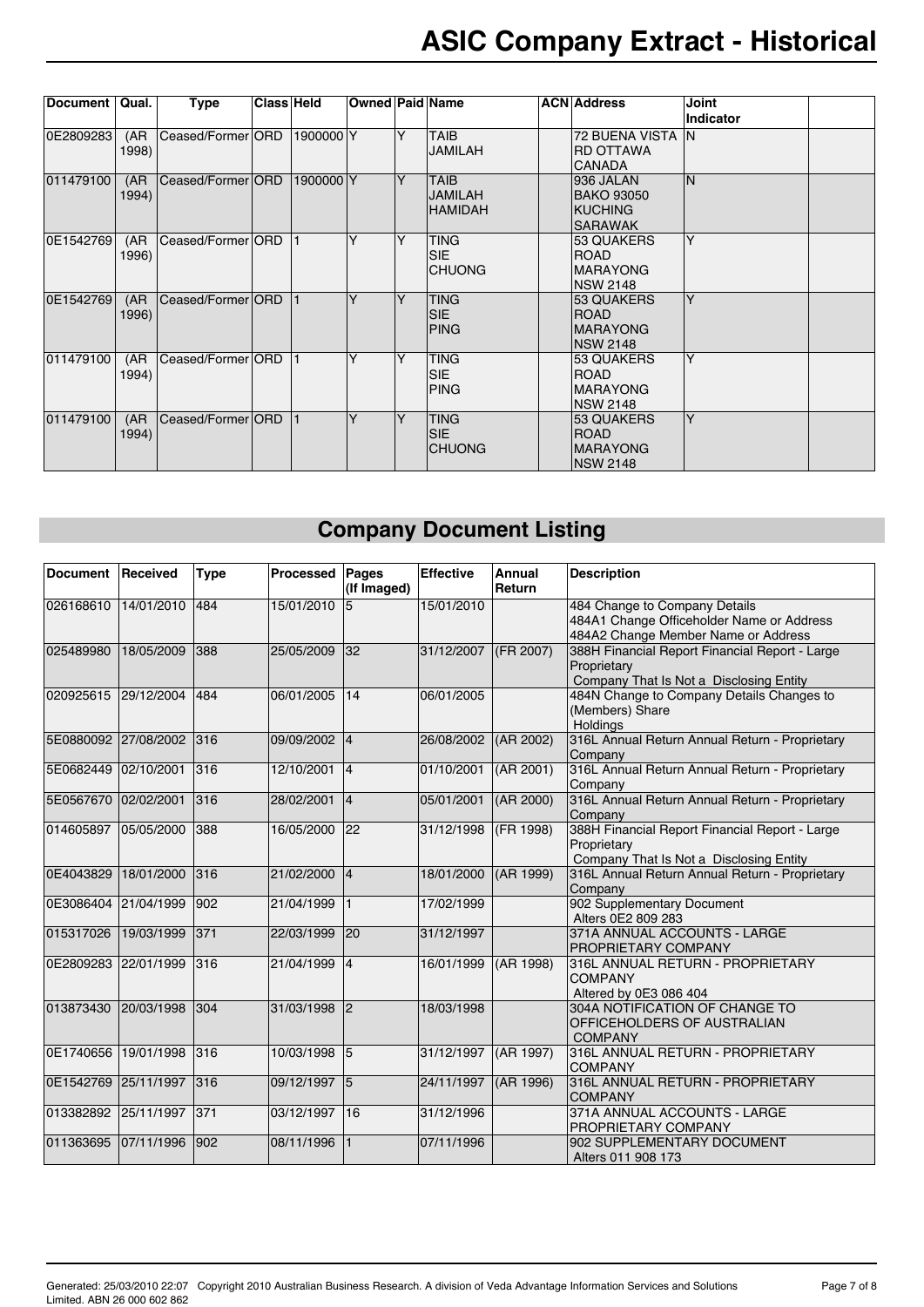| Document | Qual. | Type | Class | Held | Owned | Paid | Name | ACN | Address | Joint Indicator | |
|---|---|---|---|---|---|---|---|---|---|---|---|
| 0E2809283 | (AR 1998) | Ceased/Former | ORD | 1900000 | Y | Y | TAIB JAMILAH | | 72 BUENA VISTA RD OTTAWA CANADA | N | |
| 011479100 | (AR 1994) | Ceased/Former | ORD | 1900000 | Y | Y | TAIB JAMILAH HAMIDAH | | 936 JALAN BAKO 93050 KUCHING SARAWAK | N | |
| 0E1542769 | (AR 1996) | Ceased/Former | ORD | 1 | Y | Y | TING SIE CHUONG | | 53 QUAKERS ROAD MARAYONG NSW 2148 | Y | |
| 0E1542769 | (AR 1996) | Ceased/Former | ORD | 1 | Y | Y | TING SIE PING | | 53 QUAKERS ROAD MARAYONG NSW 2148 | Y | |
| 011479100 | (AR 1994) | Ceased/Former | ORD | 1 | Y | Y | TING SIE PING | | 53 QUAKERS ROAD MARAYONG NSW 2148 | Y | |
| 011479100 | (AR 1994) | Ceased/Former | ORD | 1 | Y | Y | TING SIE CHUONG | | 53 QUAKERS ROAD MARAYONG NSW 2148 | Y | |

## Company Document Listing

| Document | Received | Type | Processed | Pages (If Imaged) | Effective | Annual Return | Description |
|---|---|---|---|---|---|---|---|
| 026168610 | 14/01/2010 | 484 | 15/01/2010 | 5 | 15/01/2010 | | 484 Change to Company Details 484A1 Change Officeholder Name or Address 484A2 Change Member Name or Address |
| 025489980 | 18/05/2009 | 388 | 25/05/2009 | 32 | 31/12/2007 | (FR 2007) | 388H Financial Report Financial Report - Large Proprietary Company That Is Not a Disclosing Entity |
| 020925615 | 29/12/2004 | 484 | 06/01/2005 | 14 | 06/01/2005 | | 484N Change to Company Details Changes to (Members) Share Holdings |
| 5E0880092 | 27/08/2002 | 316 | 09/09/2002 | 4 | 26/08/2002 | (AR 2002) | 316L Annual Return Annual Return - Proprietary Company |
| 5E0682449 | 02/10/2001 | 316 | 12/10/2001 | 4 | 01/10/2001 | (AR 2001) | 316L Annual Return Annual Return - Proprietary Company |
| 5E0567670 | 02/02/2001 | 316 | 28/02/2001 | 4 | 05/01/2001 | (AR 2000) | 316L Annual Return Annual Return - Proprietary Company |
| 014605897 | 05/05/2000 | 388 | 16/05/2000 | 22 | 31/12/1998 | (FR 1998) | 388H Financial Report Financial Report - Large Proprietary Company That Is Not a Disclosing Entity |
| 0E4043829 | 18/01/2000 | 316 | 21/02/2000 | 4 | 18/01/2000 | (AR 1999) | 316L Annual Return Annual Return - Proprietary Company |
| 0E3086404 | 21/04/1999 | 902 | 21/04/1999 | 1 | 17/02/1999 | | 902 Supplementary Document Alters 0E2 809 283 |
| 015317026 | 19/03/1999 | 371 | 22/03/1999 | 20 | 31/12/1997 | | 371A ANNUAL ACCOUNTS - LARGE PROPRIETARY COMPANY |
| 0E2809283 | 22/01/1999 | 316 | 21/04/1999 | 4 | 16/01/1999 | (AR 1998) | 316L ANNUAL RETURN - PROPRIETARY COMPANY Altered by 0E3 086 404 |
| 013873430 | 20/03/1998 | 304 | 31/03/1998 | 2 | 18/03/1998 | | 304A NOTIFICATION OF CHANGE TO OFFICEHOLDERS OF AUSTRALIAN COMPANY |
| 0E1740656 | 19/01/1998 | 316 | 10/03/1998 | 5 | 31/12/1997 | (AR 1997) | 316L ANNUAL RETURN - PROPRIETARY COMPANY |
| 0E1542769 | 25/11/1997 | 316 | 09/12/1997 | 5 | 24/11/1997 | (AR 1996) | 316L ANNUAL RETURN - PROPRIETARY COMPANY |
| 013382892 | 25/11/1997 | 371 | 03/12/1997 | 16 | 31/12/1996 | | 371A ANNUAL ACCOUNTS - LARGE PROPRIETARY COMPANY |
| 011363695 | 07/11/1996 | 902 | 08/11/1996 | 1 | 07/11/1996 | | 902 SUPPLEMENTARY DOCUMENT Alters 011 908 173 |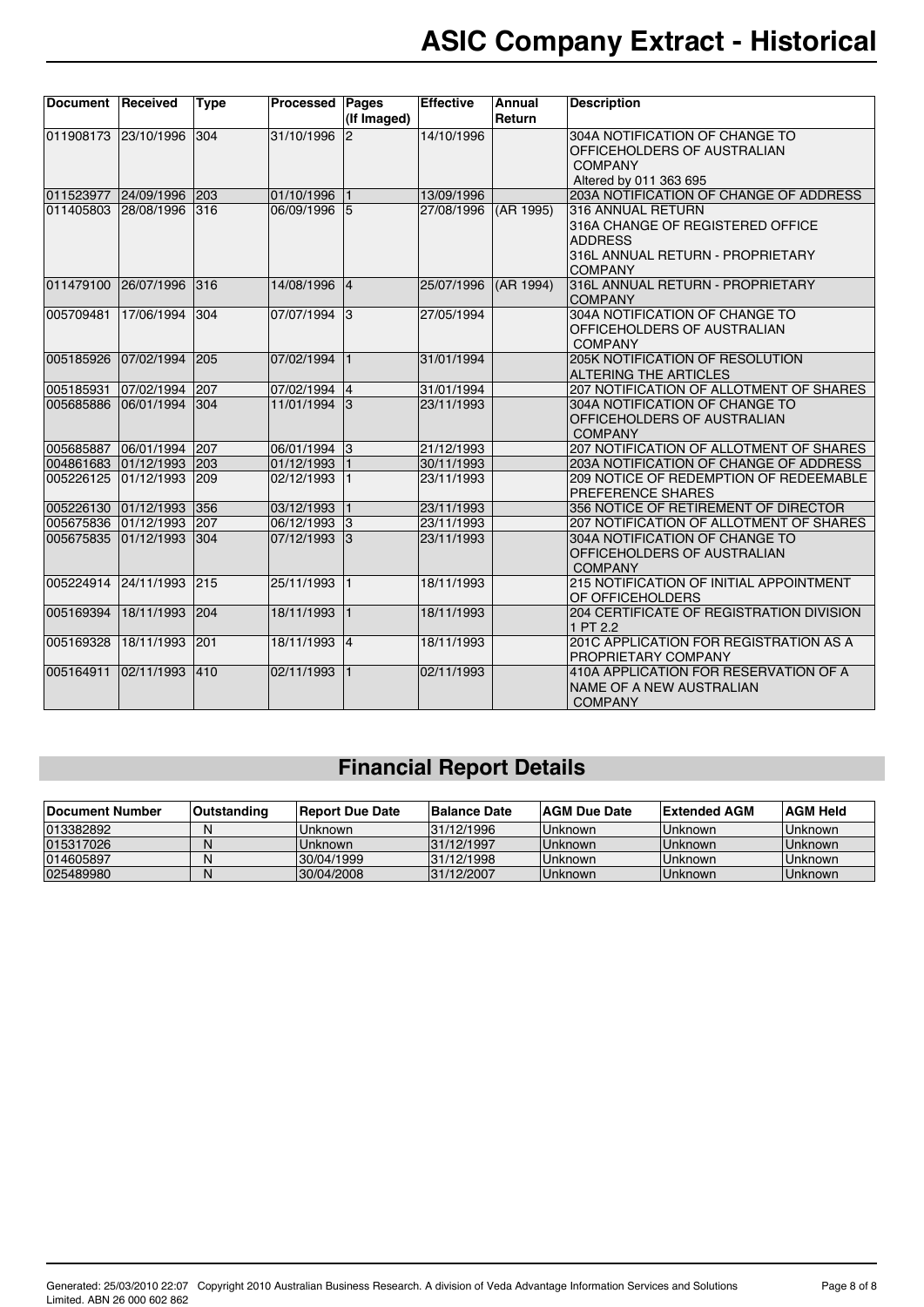# ASIC Company Extract - Historical

| Document | Received | Type | Processed | Pages (If Imaged) | Effective | Annual Return | Description |
|---|---|---|---|---|---|---|---|
| 011908173 | 23/10/1996 | 304 | 31/10/1996 | 2 | 14/10/1996 | | 304A NOTIFICATION OF CHANGE TO OFFICEHOLDERS OF AUSTRALIAN COMPANY Altered by 011 363 695 |
| 011523977 | 24/09/1996 | 203 | 01/10/1996 | 1 | 13/09/1996 | | 203A NOTIFICATION OF CHANGE OF ADDRESS |
| 011405803 | 28/08/1996 | 316 | 06/09/1996 | 5 | 27/08/1996 | (AR 1995) | 316 ANNUAL RETURN 316A CHANGE OF REGISTERED OFFICE ADDRESS 316L ANNUAL RETURN - PROPRIETARY COMPANY |
| 011479100 | 26/07/1996 | 316 | 14/08/1996 | 4 | 25/07/1996 | (AR 1994) | 316L ANNUAL RETURN - PROPRIETARY COMPANY |
| 005709481 | 17/06/1994 | 304 | 07/07/1994 | 3 | 27/05/1994 | | 304A NOTIFICATION OF CHANGE TO OFFICEHOLDERS OF AUSTRALIAN COMPANY |
| 005185926 | 07/02/1994 | 205 | 07/02/1994 | 1 | 31/01/1994 | | 205K NOTIFICATION OF RESOLUTION ALTERING THE ARTICLES |
| 005185931 | 07/02/1994 | 207 | 07/02/1994 | 4 | 31/01/1994 | | 207 NOTIFICATION OF ALLOTMENT OF SHARES |
| 005685886 | 06/01/1994 | 304 | 11/01/1994 | 3 | 23/11/1993 | | 304A NOTIFICATION OF CHANGE TO OFFICEHOLDERS OF AUSTRALIAN COMPANY |
| 005685887 | 06/01/1994 | 207 | 06/01/1994 | 3 | 21/12/1993 | | 207 NOTIFICATION OF ALLOTMENT OF SHARES |
| 004861683 | 01/12/1993 | 203 | 01/12/1993 | 1 | 30/11/1993 | | 203A NOTIFICATION OF CHANGE OF ADDRESS |
| 005226125 | 01/12/1993 | 209 | 02/12/1993 | 1 | 23/11/1993 | | 209 NOTICE OF REDEMPTION OF REDEEMABLE PREFERENCE SHARES |
| 005226130 | 01/12/1993 | 356 | 03/12/1993 | 1 | 23/11/1993 | | 356 NOTICE OF RETIREMENT OF DIRECTOR |
| 005675836 | 01/12/1993 | 207 | 06/12/1993 | 3 | 23/11/1993 | | 207 NOTIFICATION OF ALLOTMENT OF SHARES |
| 005675835 | 01/12/1993 | 304 | 07/12/1993 | 3 | 23/11/1993 | | 304A NOTIFICATION OF CHANGE TO OFFICEHOLDERS OF AUSTRALIAN COMPANY |
| 005224914 | 24/11/1993 | 215 | 25/11/1993 | 1 | 18/11/1993 | | 215 NOTIFICATION OF INITIAL APPOINTMENT OF OFFICEHOLDERS |
| 005169394 | 18/11/1993 | 204 | 18/11/1993 | 1 | 18/11/1993 | | 204 CERTIFICATE OF REGISTRATION DIVISION 1 PT 2.2 |
| 005169328 | 18/11/1993 | 201 | 18/11/1993 | 4 | 18/11/1993 | | 201C APPLICATION FOR REGISTRATION AS A PROPRIETARY COMPANY |
| 005164911 | 02/11/1993 | 410 | 02/11/1993 | 1 | 02/11/1993 | | 410A APPLICATION FOR RESERVATION OF A NAME OF A NEW AUSTRALIAN COMPANY |

## Financial Report Details

| Document Number | Outstanding | Report Due Date | Balance Date | AGM Due Date | Extended AGM | AGM Held |
|---|---|---|---|---|---|---|
| 013382892 | N | Unknown | 31/12/1996 | Unknown | Unknown | Unknown |
| 015317026 | N | Unknown | 31/12/1997 | Unknown | Unknown | Unknown |
| 014605897 | N | 30/04/1999 | 31/12/1998 | Unknown | Unknown | Unknown |
| 025489980 | N | 30/04/2008 | 31/12/2007 | Unknown | Unknown | Unknown |